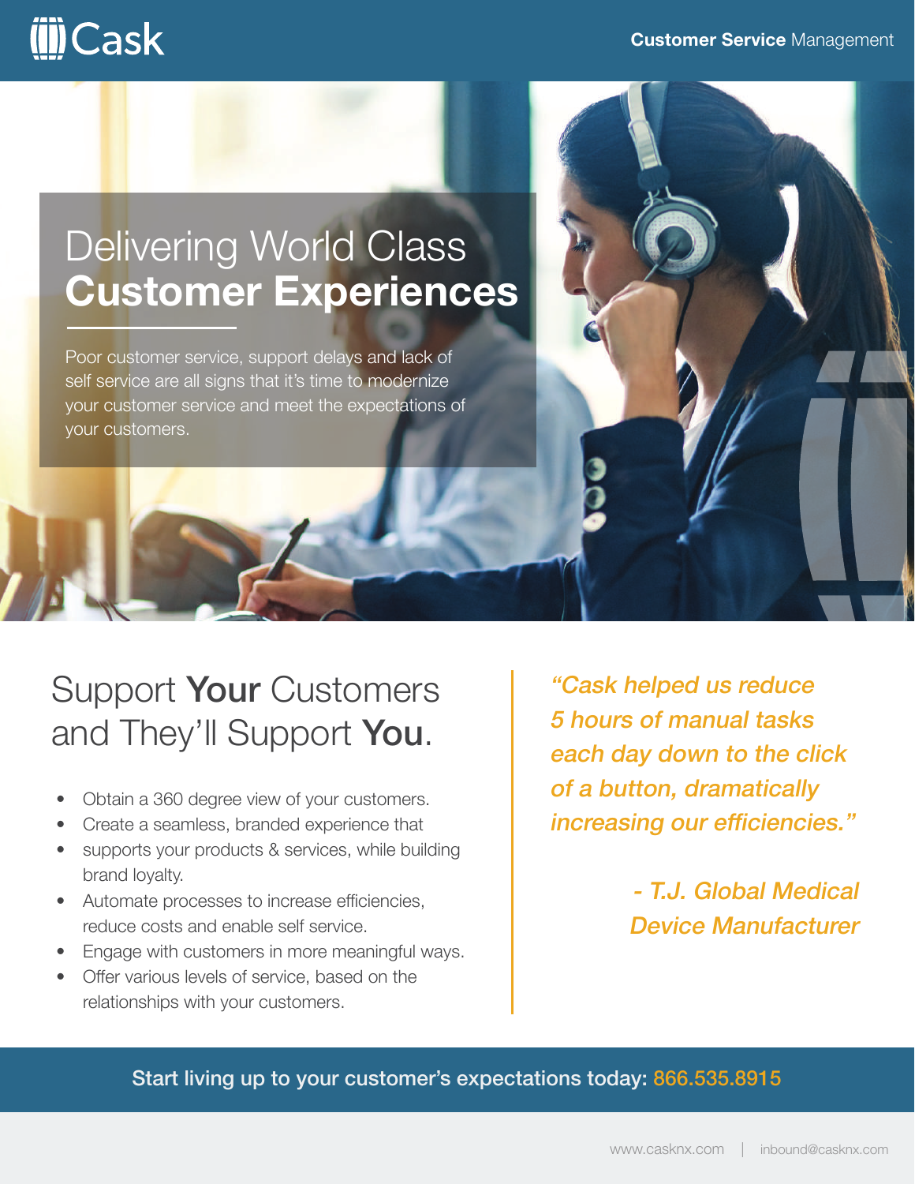Cask

**Customer Service** Management

# Delivering World Class **Customer Experiences**

Poor customer service, support delays and lack of self service are all signs that it's time to modernize your customer service and meet the expectations of your customers.

## Support **Your** Customers and They'll Support **You**.

- Obtain a 360 degree view of your customers.
- Create a seamless, branded experience that
- supports your products & services, while building brand loyalty.
- Automate processes to increase efficiencies, reduce costs and enable self service.
- Engage with customers in more meaningful ways.
- Offer various levels of service, based on the relationships with your customers.

*"Cask helped us reduce 5 hours of manual tasks each day down to the click of a button, dramatically increasing our efficiencies."*

*- T.J. Global Medical Device Manufacturer*

**Start living up to your customer's expectations today: 866.535.8915**

www.casknx.com | inbound@casknx.com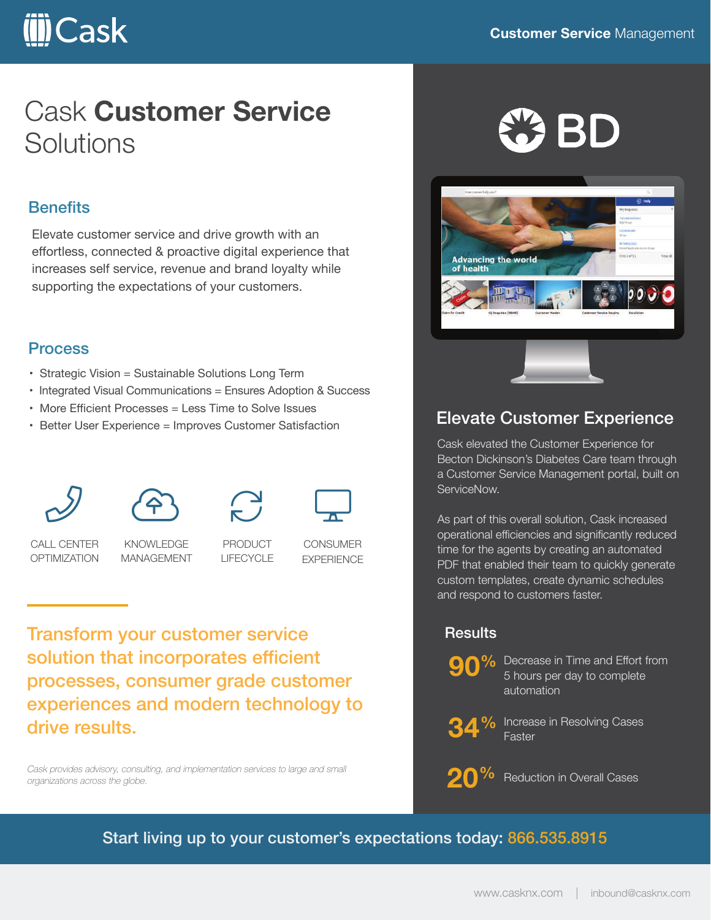# Cask **Customer Service** Solutions

## Benefits

Elevate customer service and drive growth with an effortless, connected & proactive digital experience that increases self service, revenue and brand loyalty while supporting the expectations of your customers.

## Process

- Strategic Vision = Sustainable Solutions Long Term
- Integrated Visual Communications = Ensures Adoption & Success
- More Efficient Processes = Less Time to Solve Issues
- Better User Experience = Improves Customer Satisfaction

CALL CENTER OPTIMIZATION

KNOWLEDGE MANAGEMENT

PRODUCT LIFECYCLE

CONSUMER EXPERIENCE

**Transform your customer service solution that incorporates efficient processes, consumer grade customer experiences and modern technology to drive results.**

*Cask provides advisory, consulting, and implementation services to large and small organizations across the globe.*

BD

## Elevate Customer Experience

Cask elevated the Customer Experience for Becton Dickinson's Diabetes Care team through a Customer Service Management portal, built on ServiceNow.

As part of this overall solution, Cask increased operational efficiencies and significantly reduced time for the agents by creating an automated PDF that enabled their team to quickly generate custom templates, create dynamic schedules and respond to customers faster.

### Results

**90%** Decrease in Time and Effort from 5 hours per day to complete automation

**34%** Increase in Resolving Cases Faster

**20%** Reduction in Overall Cases

Start living up to your customer's expectations today: 866.535.8915

www.casknx.com | inbound@casknx.com